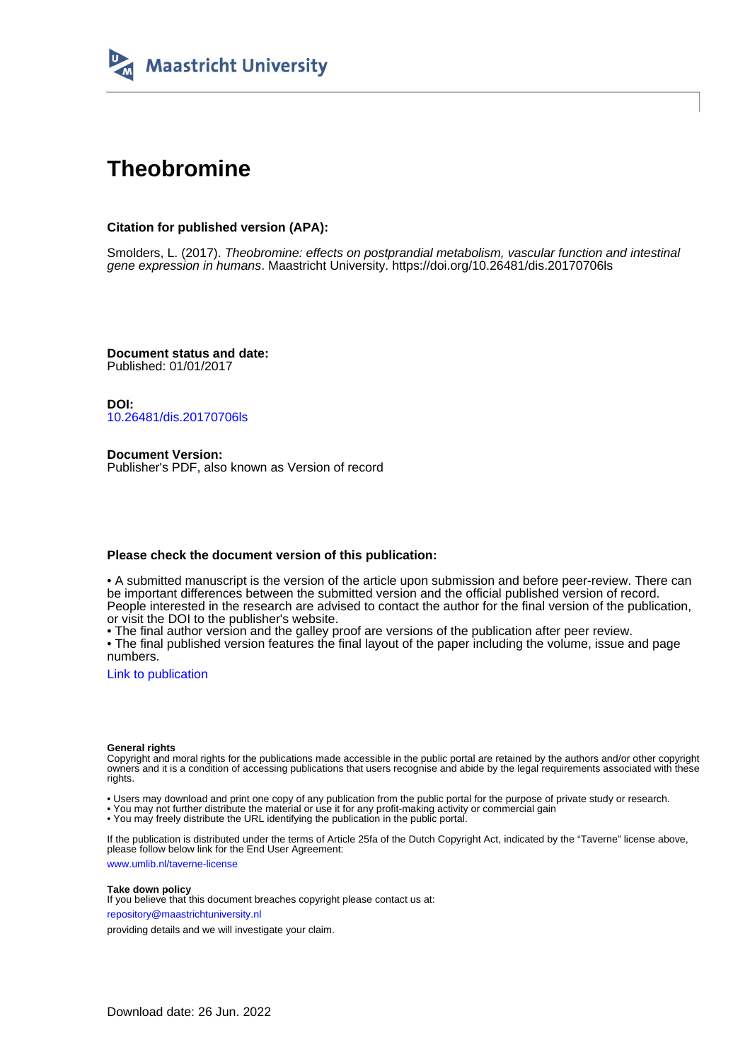Maastricht University

# Theobromine

### Citation for published version (APA):

Smolders, L. (2017). *Theobromine: effects on postprandial metabolism, vascular function and intestinal gene expression in humans*. Maastricht University. https://doi.org/10.26481/dis.20170706ls

**Document status and date:**
Published: 01/01/2017

**DOI:**
10.26481/dis.20170706ls

**Document Version:**
Publisher's PDF, also known as Version of record

### Please check the document version of this publication:

• A submitted manuscript is the version of the article upon submission and before peer-review. There can be important differences between the submitted version and the official published version of record. People interested in the research are advised to contact the author for the final version of the publication, or visit the DOI to the publisher's website.
• The final author version and the galley proof are versions of the publication after peer review.
• The final published version features the final layout of the paper including the volume, issue and page numbers.

Link to publication

**General rights**
Copyright and moral rights for the publications made accessible in the public portal are retained by the authors and/or other copyright owners and it is a condition of accessing publications that users recognise and abide by the legal requirements associated with these rights.

• Users may download and print one copy of any publication from the public portal for the purpose of private study or research.
• You may not further distribute the material or use it for any profit-making activity or commercial gain
• You may freely distribute the URL identifying the publication in the public portal.

If the publication is distributed under the terms of Article 25fa of the Dutch Copyright Act, indicated by the "Taverne" license above, please follow below link for the End User Agreement:

www.umlib.nl/taverne-license

**Take down policy**
If you believe that this document breaches copyright please contact us at:

repository@maastrichtuniversity.nl

providing details and we will investigate your claim.

Download date: 26 Jun. 2022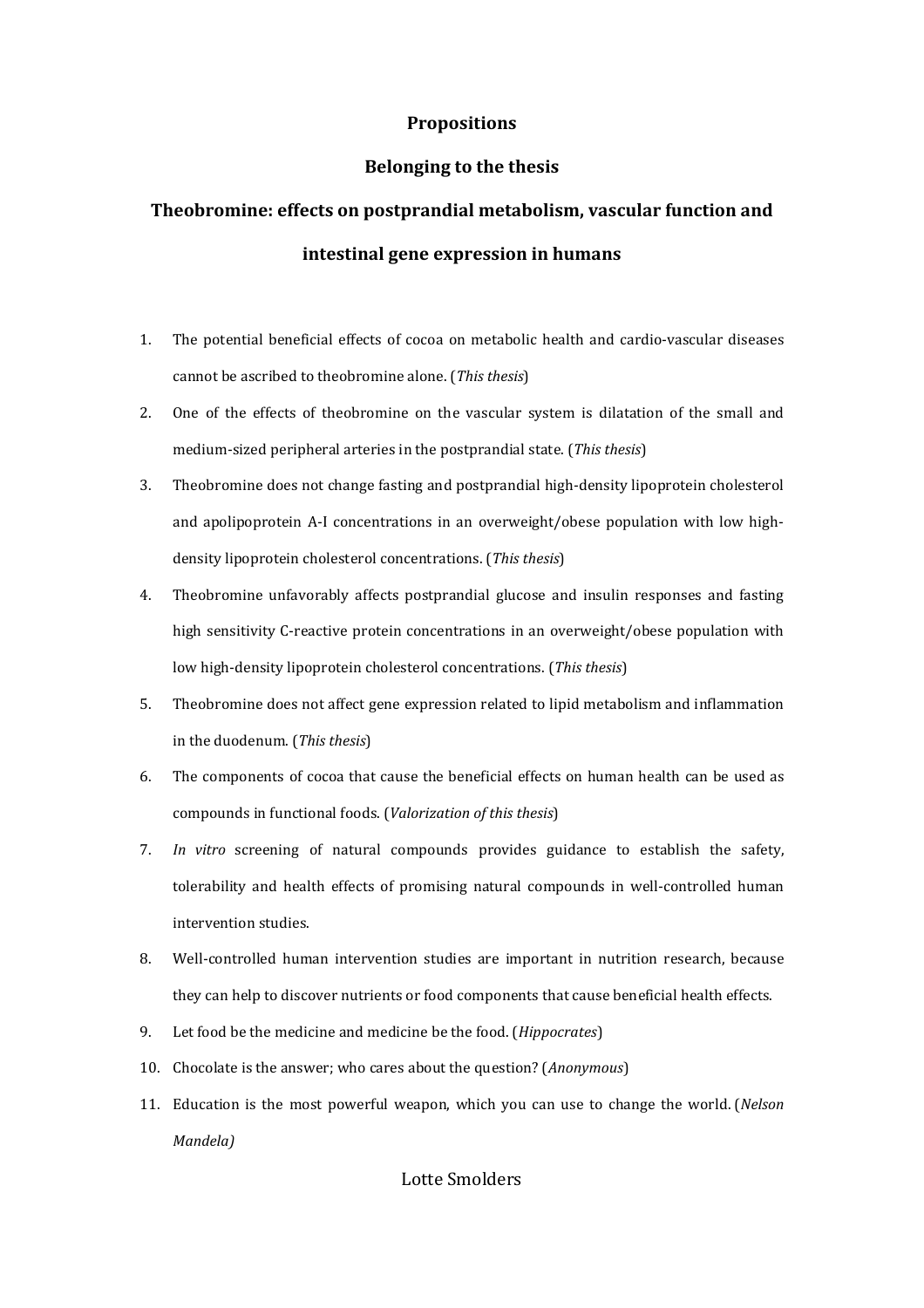# Propositions

## Belonging to the thesis

## Theobromine: effects on postprandial metabolism, vascular function and intestinal gene expression in humans

1. The potential beneficial effects of cocoa on metabolic health and cardio-vascular diseases cannot be ascribed to theobromine alone. (*This thesis*)
2. One of the effects of theobromine on the vascular system is dilatation of the small and medium-sized peripheral arteries in the postprandial state. (*This thesis*)
3. Theobromine does not change fasting and postprandial high-density lipoprotein cholesterol and apolipoprotein A-I concentrations in an overweight/obese population with low high-density lipoprotein cholesterol concentrations. (*This thesis*)
4. Theobromine unfavorably affects postprandial glucose and insulin responses and fasting high sensitivity C-reactive protein concentrations in an overweight/obese population with low high-density lipoprotein cholesterol concentrations. (*This thesis*)
5. Theobromine does not affect gene expression related to lipid metabolism and inflammation in the duodenum. (*This thesis*)
6. The components of cocoa that cause the beneficial effects on human health can be used as compounds in functional foods. (*Valorization of this thesis*)
7. *In vitro* screening of natural compounds provides guidance to establish the safety, tolerability and health effects of promising natural compounds in well-controlled human intervention studies.
8. Well-controlled human intervention studies are important in nutrition research, because they can help to discover nutrients or food components that cause beneficial health effects.
9. Let food be the medicine and medicine be the food. (*Hippocrates*)
10. Chocolate is the answer; who cares about the question? (*Anonymous*)
11. Education is the most powerful weapon, which you can use to change the world. (*Nelson Mandela)*

Lotte Smolders